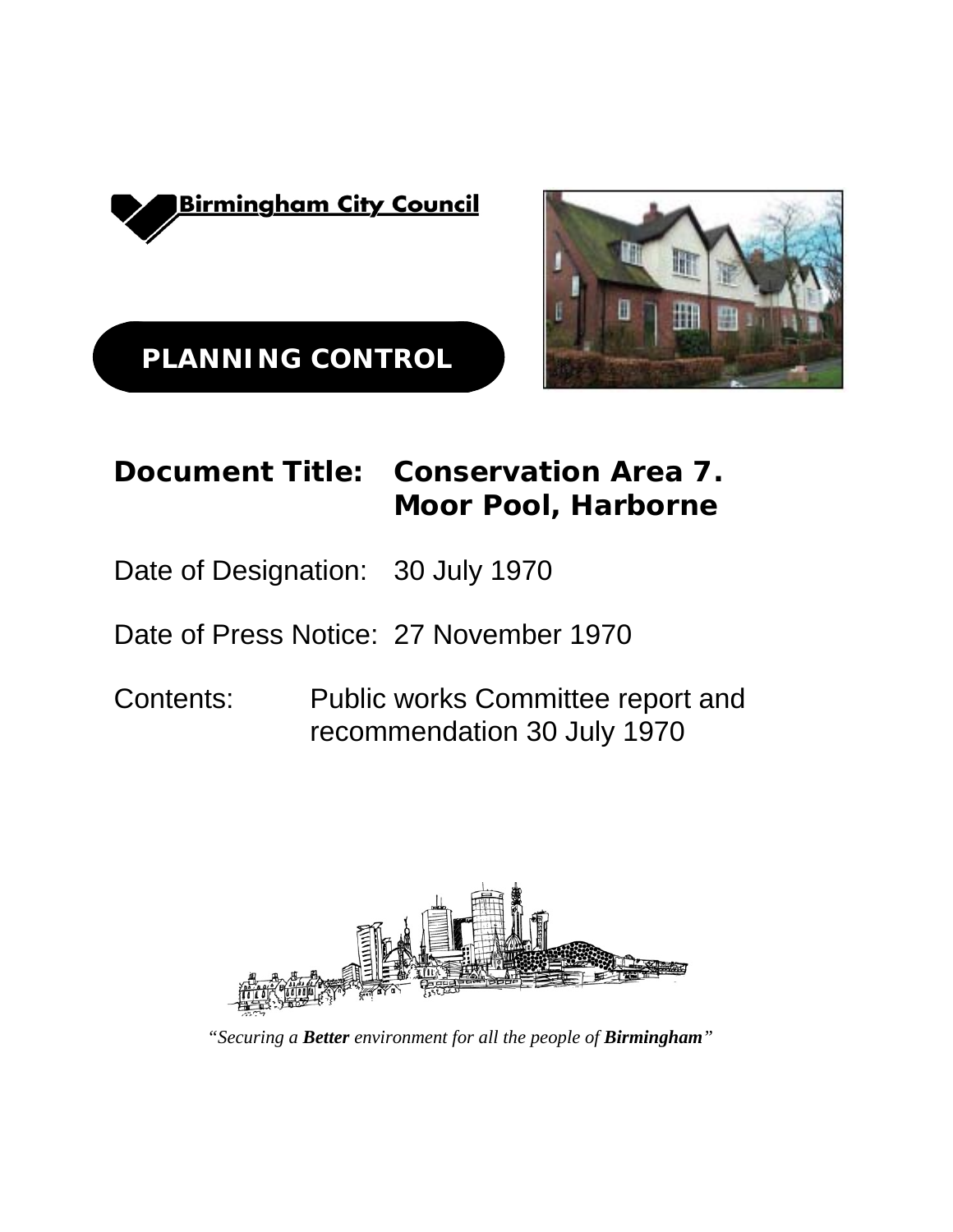Birmingham City Council

**PLANNING CONTROL**

# Document Title: Conservation Area 7. Moor Pool, Harborne

Date of Designation: 30 July 1970

Date of Press Notice: 27 November 1970

Contents: Public works Committee report and recommendation 30 July 1970

*"Securing a **Better** environment for all the people of **Birmingham**"*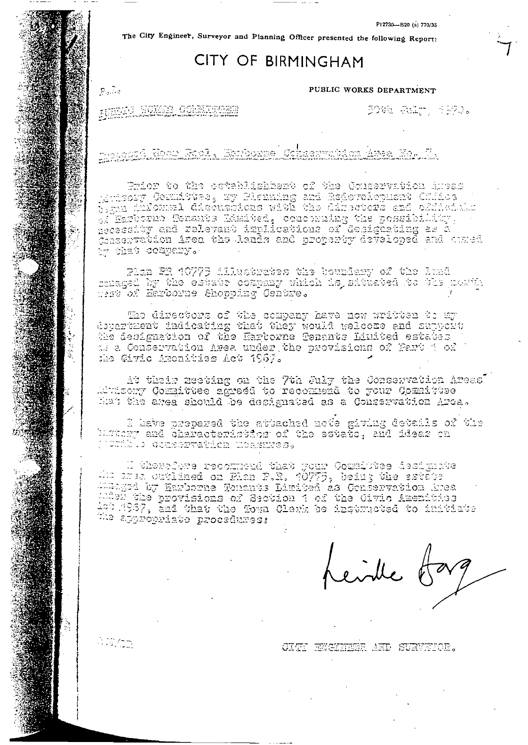The City Engineer, Surveyor and Planning Officer presented the following Report:

# CITY OF BIRMINGHAM

**PUBLIC WORKS DEPARTMENT**

P.D.

PUBLIC WORKS COMMITTEE

30th July, 1970.

Proposed Moor Pool, Harborne Conservation Area No. 7.

Prior to the establishment of the Conservation Areas Advisory Committee, my Planning and Redevelopment Office began informal discussions with the directors and officials of Harborne Tenants Limited, concerning the possibility, necessity and relevant implications of designating as a Conservation Area the lands and property developed and owned by that company.

Plan PR 10775 illustrates the boundary of the land managed by the estate company which is situated to the south west of Harborne Shopping Centre.

The directors of the company have now written to my department indicating that they would welcome and support the designation of the Harborne Tenants Limited estates as a Conservation Area under the provisions of Part 1 of the Civic Amenities Act 1967.

At their meeting on the 7th July the Conservation Areas Advisory Committee agreed to recommend to your Committee that the area should be designated as a Conservation Area.

I have prepared the attached note giving details of the history and characteristics of the estate, and ideas on possible conservation measures.

I therefore recommend that your Committee designate the area outlined on Plan P.R. 10775, being the estate managed by Harborne Tenants Limited as Conservation Area under the provisions of Section 1 of the Civic Amenities Act 1967, and that the Town Clerk be instructed to initiate the appropriate procedures.

Neville Borg

CITY ENGINEER AND SURVEYOR.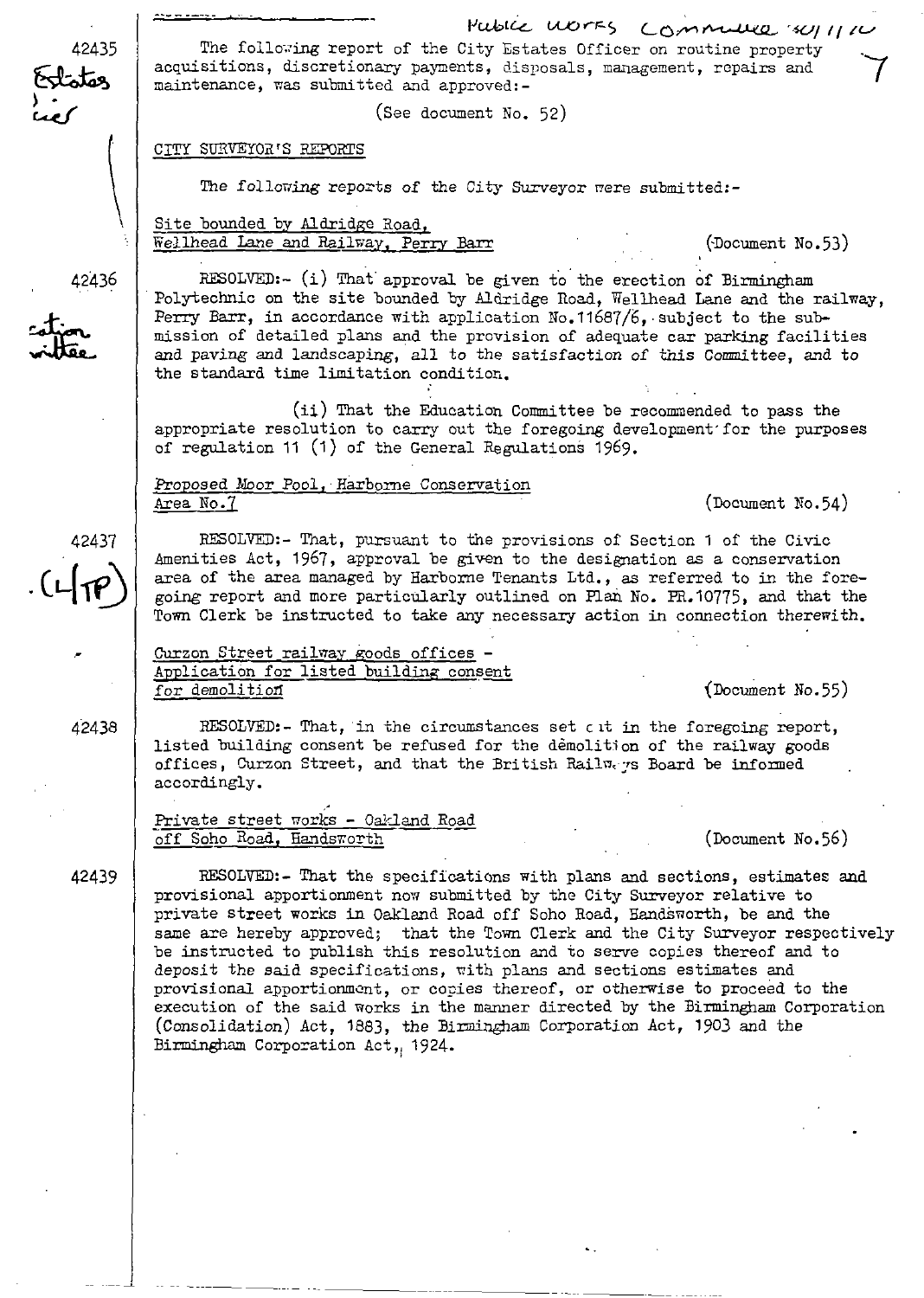Public Works Committee 30/11/70

42435

The following report of the City Estates Officer on routine property acquisitions, discretionary payments, disposals, management, repairs and maintenance, was submitted and approved:-

(See document No. 52)

CITY SURVEYOR'S REPORTS

The following reports of the City Surveyor were submitted:-

Site bounded by Aldridge Road, Wellhead Lane and Railway, Perry Barr (Document No.53)

42436

RESOLVED:- (i) That approval be given to the erection of Birmingham Polytechnic on the site bounded by Aldridge Road, Wellhead Lane and the railway, Perry Barr, in accordance with application No.11687/6, subject to the submission of detailed plans and the provision of adequate car parking facilities and paving and landscaping, all to the satisfaction of this Committee, and to the standard time limitation condition.

(ii) That the Education Committee be recommended to pass the appropriate resolution to carry out the foregoing development for the purposes of regulation 11 (1) of the General Regulations 1969.

*Proposed Moor Pool, Harborne Conservation Area No.7* (Document No.54)

42437

RESOLVED:- That, pursuant to the provisions of Section 1 of the Civic Amenities Act, 1967, approval be given to the designation as a conservation area of the area managed by Harborne Tenants Ltd., as referred to in the foregoing report and more particularly outlined on Plan No. PR.10775, and that the Town Clerk be instructed to take any necessary action in connection therewith.

Curzon Street railway goods offices - Application for listed building consent for demolition (Document No.55)

42438

RESOLVED:- That, in the circumstances set out in the foregoing report, listed building consent be refused for the demolition of the railway goods offices, Curzon Street, and that the British Railways Board be informed accordingly.

Private street works - Oakland Road off Soho Road, Handsworth (Document No.56)

42439

RESOLVED:- That the specifications with plans and sections, estimates and provisional apportionment now submitted by the City Surveyor relative to private street works in Oakland Road off Soho Road, Handsworth, be and the same are hereby approved; that the Town Clerk and the City Surveyor respectively be instructed to publish this resolution and to serve copies thereof and to deposit the said specifications, with plans and sections estimates and provisional apportionment, or copies thereof, or otherwise to proceed to the execution of the said works in the manner directed by the Birmingham Corporation (Consolidation) Act, 1883, the Birmingham Corporation Act, 1903 and the Birmingham Corporation Act, 1924.